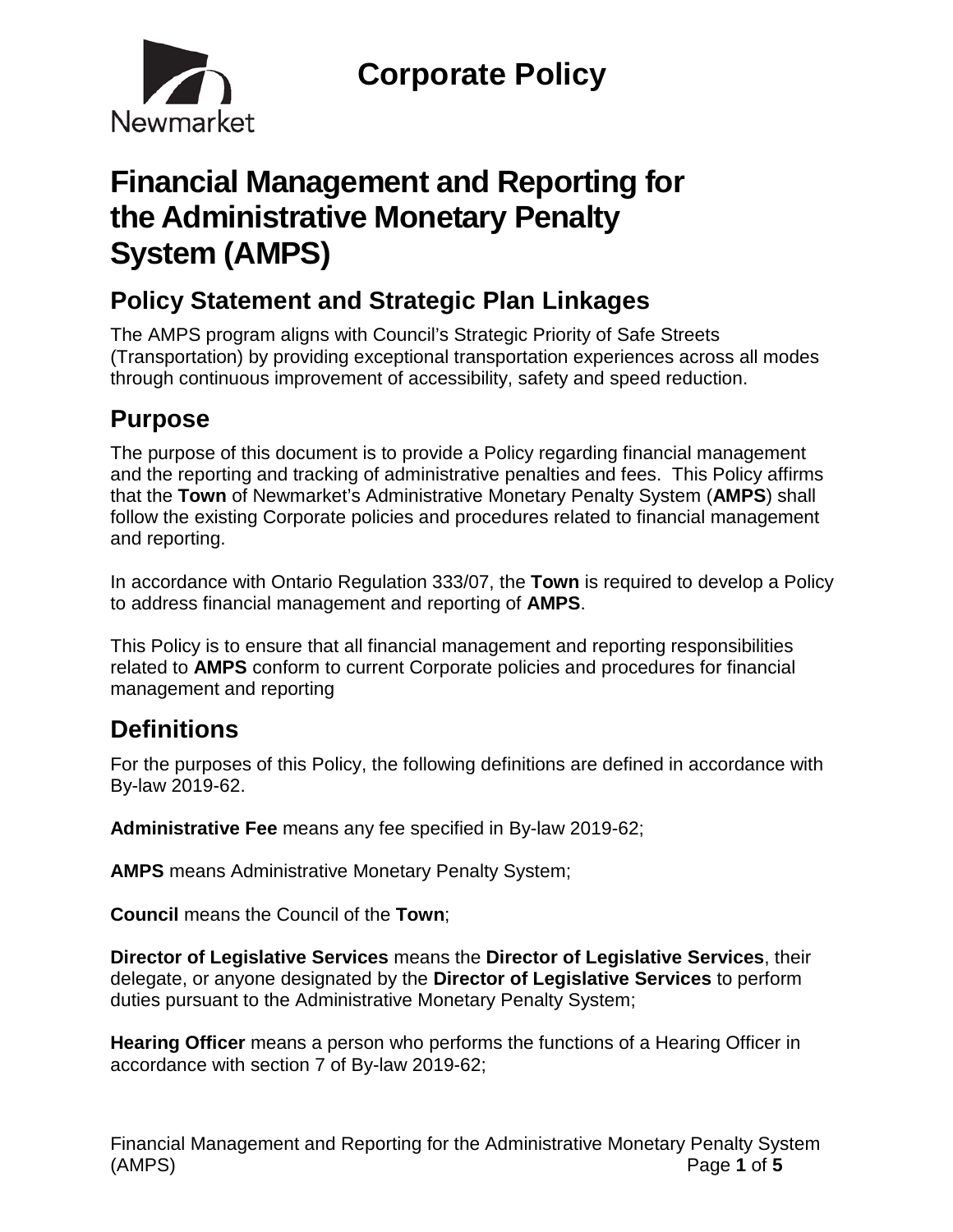Newmarket

# Corporate Policy

# Financial Management and Reporting for the Administrative Monetary Penalty System (AMPS)

## Policy Statement and Strategic Plan Linkages

The AMPS program aligns with Council's Strategic Priority of Safe Streets (Transportation) by providing exceptional transportation experiences across all modes through continuous improvement of accessibility, safety and speed reduction.

## Purpose

The purpose of this document is to provide a Policy regarding financial management and the reporting and tracking of administrative penalties and fees. This Policy affirms that the **Town** of Newmarket's Administrative Monetary Penalty System (**AMPS**) shall follow the existing Corporate policies and procedures related to financial management and reporting.

In accordance with Ontario Regulation 333/07, the **Town** is required to develop a Policy to address financial management and reporting of **AMPS**.

This Policy is to ensure that all financial management and reporting responsibilities related to **AMPS** conform to current Corporate policies and procedures for financial management and reporting

## Definitions

For the purposes of this Policy, the following definitions are defined in accordance with By-law 2019-62.

**Administrative Fee** means any fee specified in By-law 2019-62;

**AMPS** means Administrative Monetary Penalty System;

**Council** means the Council of the **Town**;

**Director of Legislative Services** means the **Director of Legislative Services**, their delegate, or anyone designated by the **Director of Legislative Services** to perform duties pursuant to the Administrative Monetary Penalty System;

**Hearing Officer** means a person who performs the functions of a Hearing Officer in accordance with section 7 of By-law 2019-62;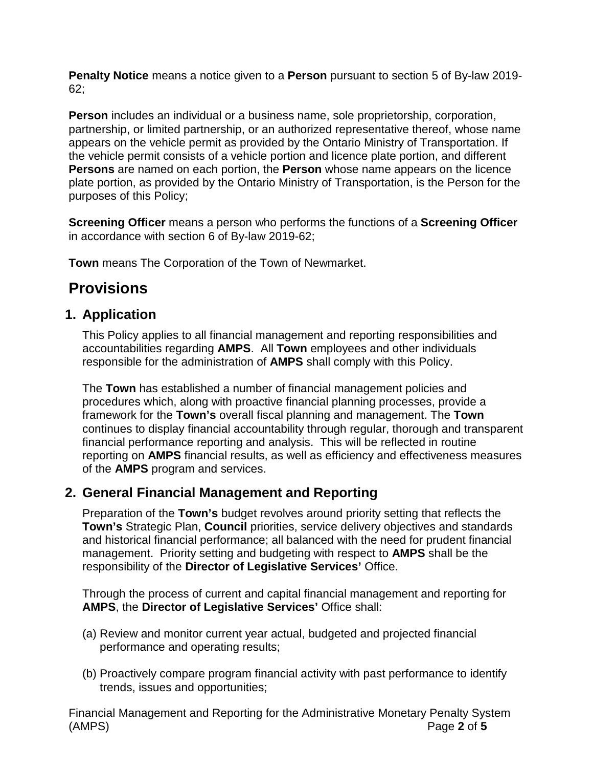**Penalty Notice** means a notice given to a **Person** pursuant to section 5 of By-law 2019-62;

**Person** includes an individual or a business name, sole proprietorship, corporation, partnership, or limited partnership, or an authorized representative thereof, whose name appears on the vehicle permit as provided by the Ontario Ministry of Transportation. If the vehicle permit consists of a vehicle portion and licence plate portion, and different **Persons** are named on each portion, the **Person** whose name appears on the licence plate portion, as provided by the Ontario Ministry of Transportation, is the Person for the purposes of this Policy;

**Screening Officer** means a person who performs the functions of a **Screening Officer** in accordance with section 6 of By-law 2019-62;

**Town** means The Corporation of the Town of Newmarket.

# Provisions

## 1. Application

This Policy applies to all financial management and reporting responsibilities and accountabilities regarding **AMPS**. All **Town** employees and other individuals responsible for the administration of **AMPS** shall comply with this Policy.

The **Town** has established a number of financial management policies and procedures which, along with proactive financial planning processes, provide a framework for the **Town's** overall fiscal planning and management. The **Town** continues to display financial accountability through regular, thorough and transparent financial performance reporting and analysis. This will be reflected in routine reporting on **AMPS** financial results, as well as efficiency and effectiveness measures of the **AMPS** program and services.

## 2. General Financial Management and Reporting

Preparation of the **Town's** budget revolves around priority setting that reflects the **Town's** Strategic Plan, **Council** priorities, service delivery objectives and standards and historical financial performance; all balanced with the need for prudent financial management. Priority setting and budgeting with respect to **AMPS** shall be the responsibility of the **Director of Legislative Services'** Office.

Through the process of current and capital financial management and reporting for **AMPS**, the **Director of Legislative Services'** Office shall:

(a) Review and monitor current year actual, budgeted and projected financial performance and operating results;

(b) Proactively compare program financial activity with past performance to identify trends, issues and opportunities;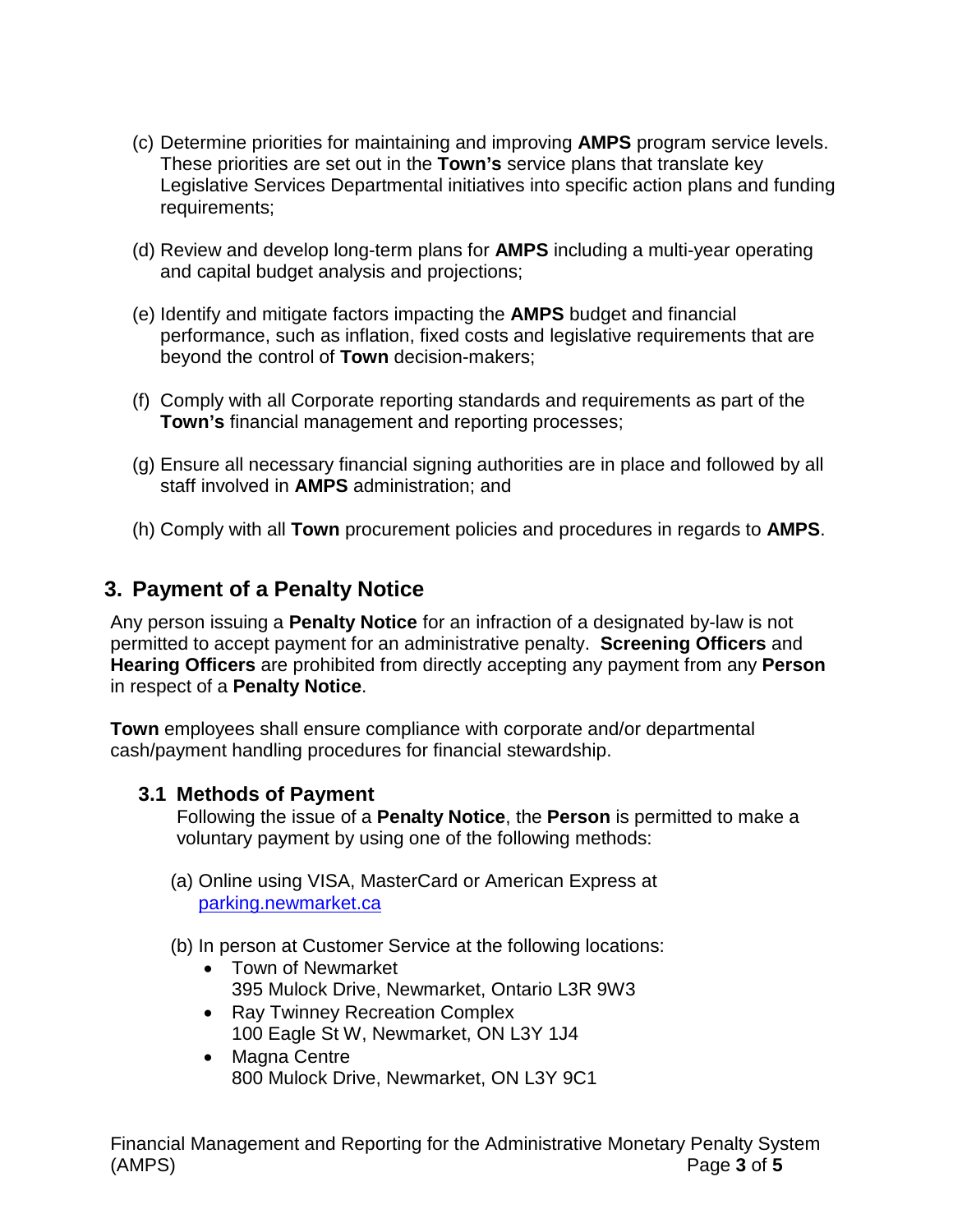(c) Determine priorities for maintaining and improving **AMPS** program service levels. These priorities are set out in the **Town's** service plans that translate key Legislative Services Departmental initiatives into specific action plans and funding requirements;

(d) Review and develop long-term plans for **AMPS** including a multi-year operating and capital budget analysis and projections;

(e) Identify and mitigate factors impacting the **AMPS** budget and financial performance, such as inflation, fixed costs and legislative requirements that are beyond the control of **Town** decision-makers;

(f) Comply with all Corporate reporting standards and requirements as part of the **Town's** financial management and reporting processes;

(g) Ensure all necessary financial signing authorities are in place and followed by all staff involved in **AMPS** administration; and

(h) Comply with all **Town** procurement policies and procedures in regards to **AMPS**.

## 3. Payment of a Penalty Notice

Any person issuing a **Penalty Notice** for an infraction of a designated by-law is not permitted to accept payment for an administrative penalty. **Screening Officers** and **Hearing Officers** are prohibited from directly accepting any payment from any **Person** in respect of a **Penalty Notice**.

**Town** employees shall ensure compliance with corporate and/or departmental cash/payment handling procedures for financial stewardship.

### 3.1 Methods of Payment

Following the issue of a **Penalty Notice**, the **Person** is permitted to make a voluntary payment by using one of the following methods:

(a) Online using VISA, MasterCard or American Express at [parking.newmarket.ca](parking.newmarket.ca)

(b) In person at Customer Service at the following locations:

- Town of Newmarket
  395 Mulock Drive, Newmarket, Ontario L3R 9W3
- Ray Twinney Recreation Complex
  100 Eagle St W, Newmarket, ON L3Y 1J4
- Magna Centre
  800 Mulock Drive, Newmarket, ON L3Y 9C1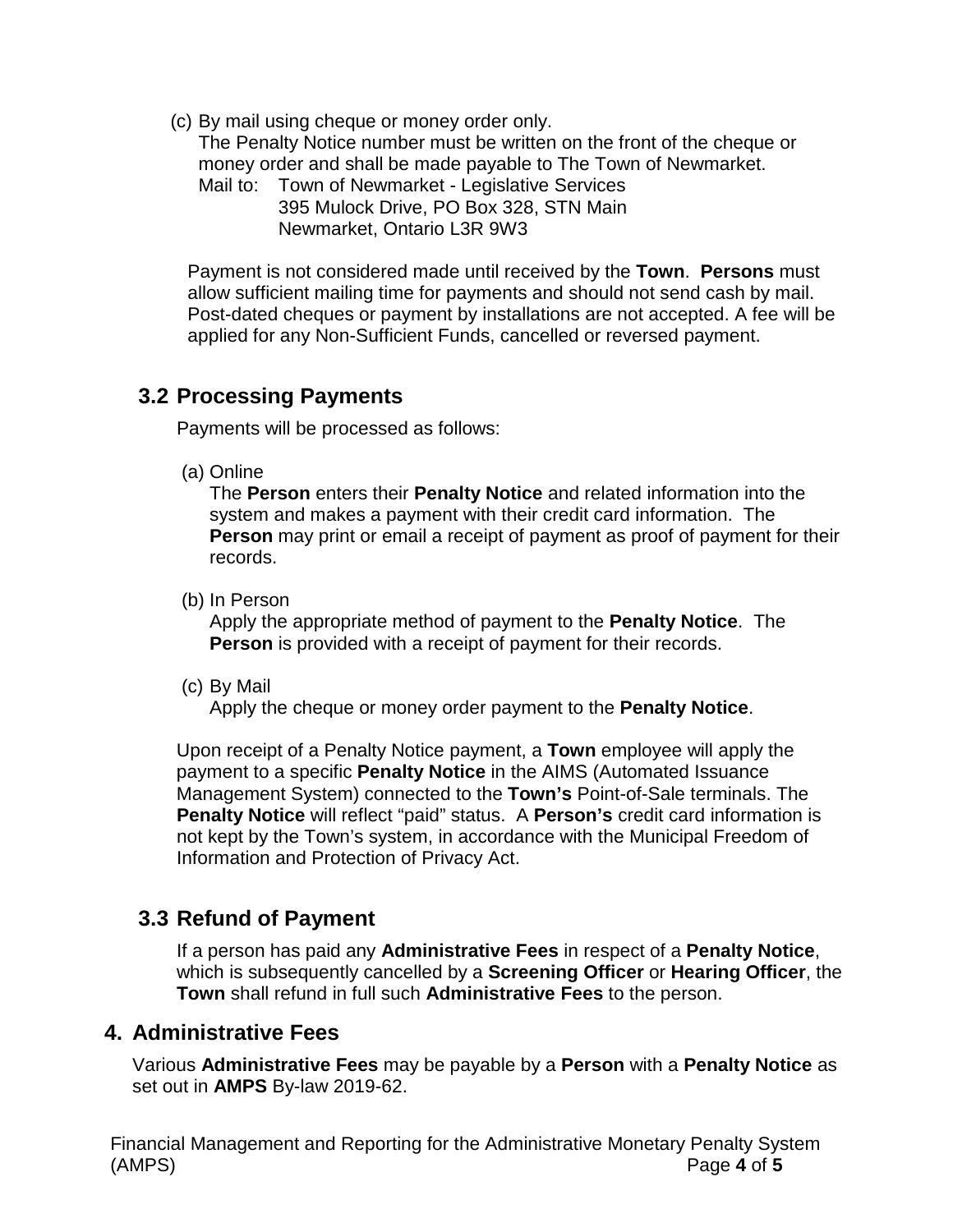(c) By mail using cheque or money order only.
The Penalty Notice number must be written on the front of the cheque or money order and shall be made payable to The Town of Newmarket.
Mail to: Town of Newmarket - Legislative Services
395 Mulock Drive, PO Box 328, STN Main
Newmarket, Ontario L3R 9W3

Payment is not considered made until received by the **Town**. **Persons** must allow sufficient mailing time for payments and should not send cash by mail. Post-dated cheques or payment by installations are not accepted. A fee will be applied for any Non-Sufficient Funds, cancelled or reversed payment.

## 3.2 Processing Payments

Payments will be processed as follows:

(a) Online
The **Person** enters their **Penalty Notice** and related information into the system and makes a payment with their credit card information. The **Person** may print or email a receipt of payment as proof of payment for their records.

(b) In Person
Apply the appropriate method of payment to the **Penalty Notice**. The **Person** is provided with a receipt of payment for their records.

(c) By Mail
Apply the cheque or money order payment to the **Penalty Notice**.

Upon receipt of a Penalty Notice payment, a **Town** employee will apply the payment to a specific **Penalty Notice** in the AIMS (Automated Issuance Management System) connected to the **Town's** Point-of-Sale terminals. The **Penalty Notice** will reflect "paid" status. A **Person's** credit card information is not kept by the Town's system, in accordance with the Municipal Freedom of Information and Protection of Privacy Act.

## 3.3 Refund of Payment

If a person has paid any **Administrative Fees** in respect of a **Penalty Notice**, which is subsequently cancelled by a **Screening Officer** or **Hearing Officer**, the **Town** shall refund in full such **Administrative Fees** to the person.

# 4. Administrative Fees

Various **Administrative Fees** may be payable by a **Person** with a **Penalty Notice** as set out in **AMPS** By-law 2019-62.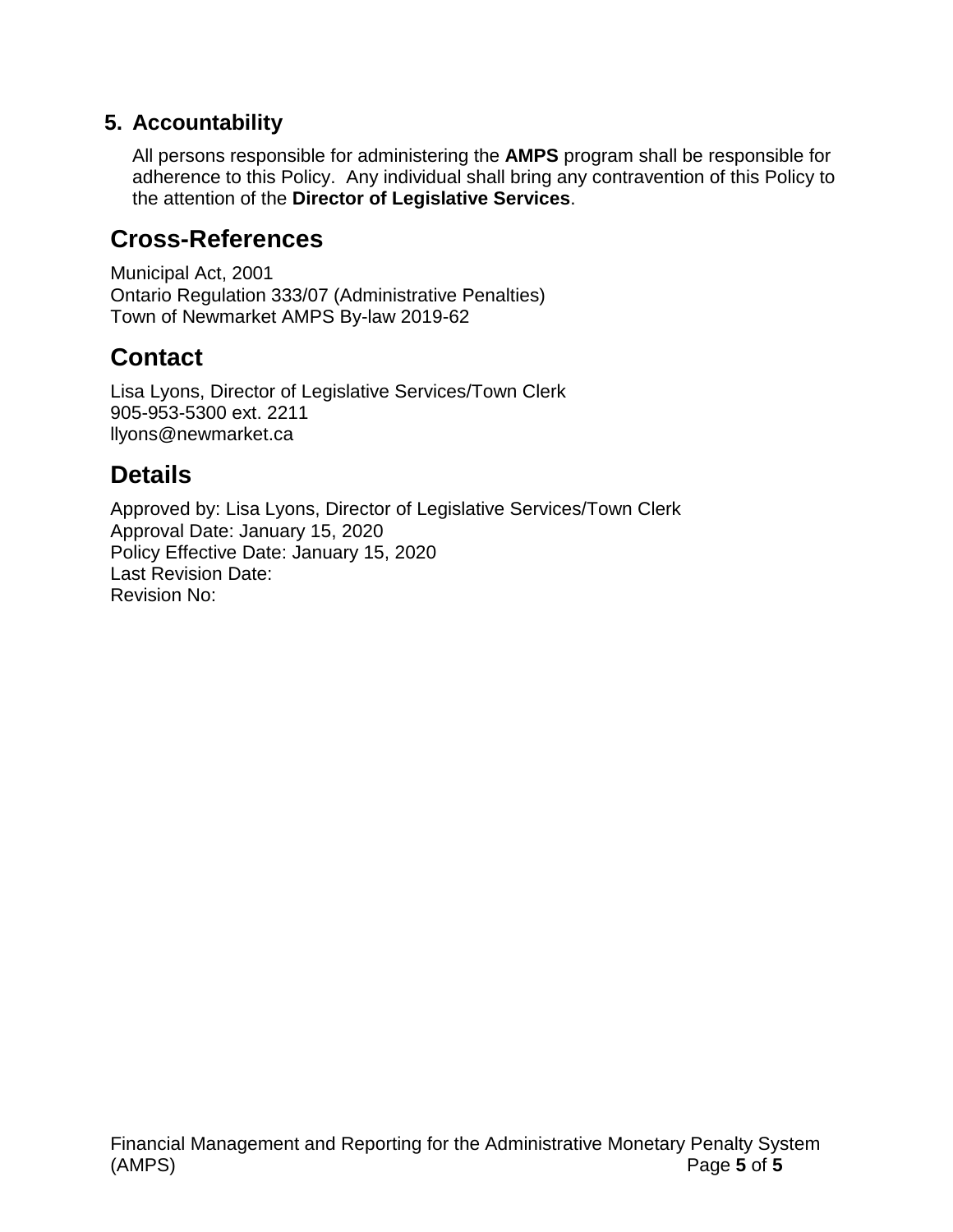## 5. Accountability

All persons responsible for administering the **AMPS** program shall be responsible for adherence to this Policy. Any individual shall bring any contravention of this Policy to the attention of the **Director of Legislative Services**.

# Cross-References

Municipal Act, 2001
Ontario Regulation 333/07 (Administrative Penalties)
Town of Newmarket AMPS By-law 2019-62

# Contact

Lisa Lyons, Director of Legislative Services/Town Clerk
905-953-5300 ext. 2211
llyons@newmarket.ca

# Details

Approved by: Lisa Lyons, Director of Legislative Services/Town Clerk
Approval Date: January 15, 2020
Policy Effective Date: January 15, 2020
Last Revision Date:
Revision No: